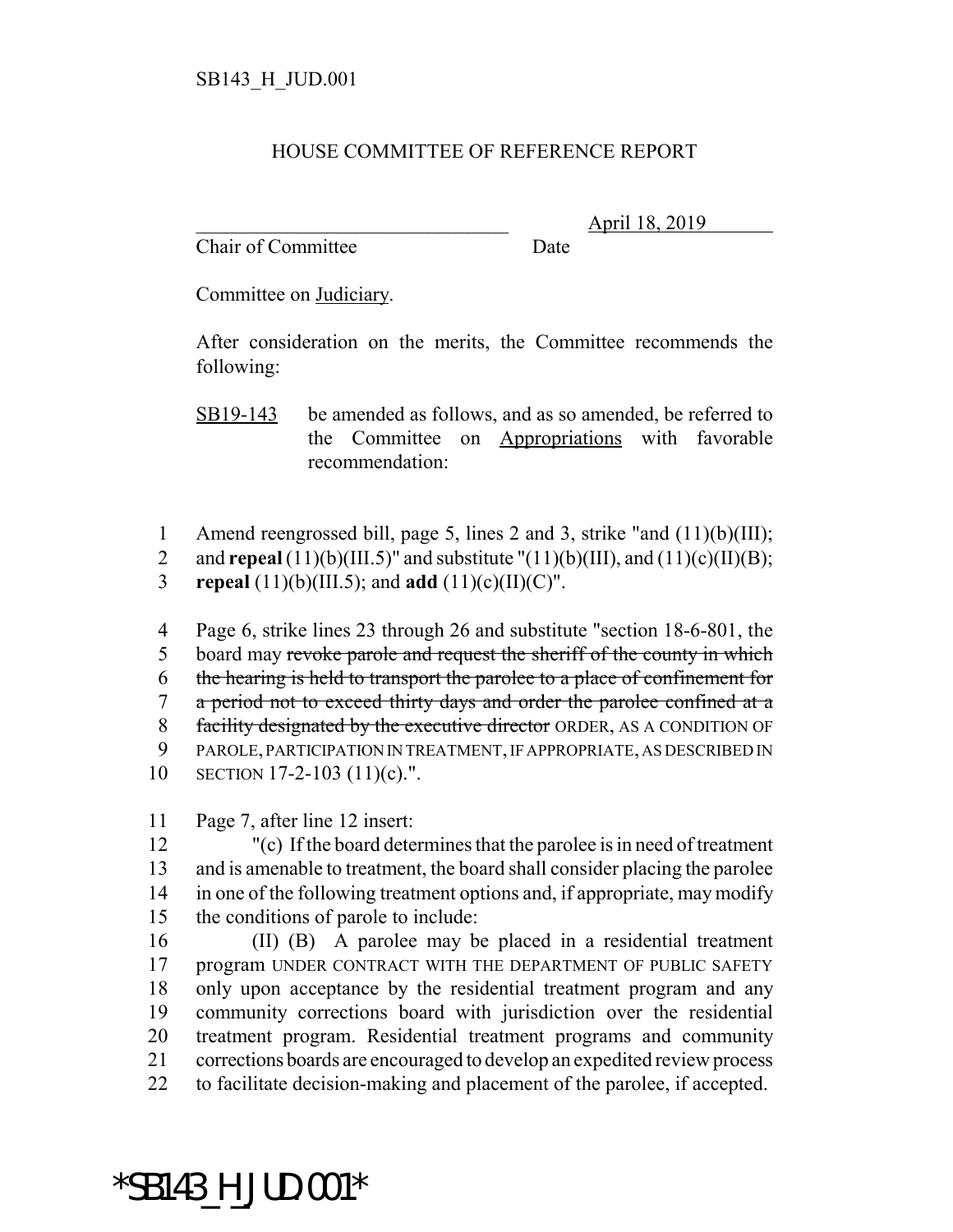SB143_H_JUD.001

HOUSE COMMITTEE OF REFERENCE REPORT

________________________________ April 18, 2019

Chair of Committee Date

Committee on Judiciary.

After consideration on the merits, the Committee recommends the following:

SB19-143 be amended as follows, and as so amended, be referred to the Committee on Appropriations with favorable recommendation:

1 Amend reengrossed bill, page 5, lines 2 and 3, strike "and (11)(b)(III);
2 and **repeal** (11)(b)(III.5)" and substitute "(11)(b)(III), and (11)(c)(II)(B);
3 **repeal** (11)(b)(III.5); and **add** (11)(c)(II)(C)".

4 Page 6, strike lines 23 through 26 and substitute "section 18-6-801, the
5 board may ~~revoke parole and request the sheriff of the county in which~~
6 ~~the hearing is held to transport the parolee to a place of confinement for~~
7 ~~a period not to exceed thirty days and order the parolee confined at a~~
8 ~~facility designated by the executive director~~ ORDER, AS A CONDITION OF
9 PAROLE, PARTICIPATION IN TREATMENT, IF APPROPRIATE, AS DESCRIBED IN
10 SECTION 17-2-103 (11)(c).".

11 Page 7, after line 12 insert:
12 "(c) If the board determines that the parolee is in need of treatment
13 and is amenable to treatment, the board shall consider placing the parolee
14 in one of the following treatment options and, if appropriate, may modify
15 the conditions of parole to include:
16 (II) (B) A parolee may be placed in a residential treatment
17 program UNDER CONTRACT WITH THE DEPARTMENT OF PUBLIC SAFETY
18 only upon acceptance by the residential treatment program and any
19 community corrections board with jurisdiction over the residential
20 treatment program. Residential treatment programs and community
21 corrections boards are encouraged to develop an expedited review process
22 to facilitate decision-making and placement of the parolee, if accepted.

*SB143_H_JUD.001*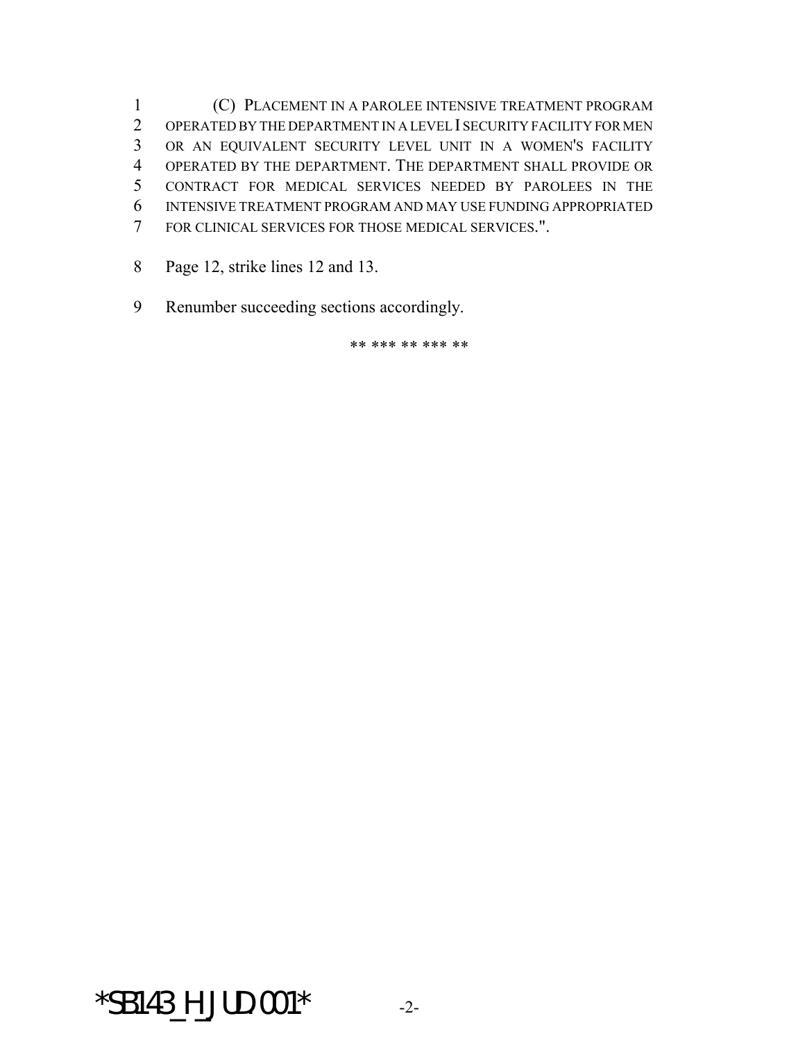(C) PLACEMENT IN A PAROLEE INTENSIVE TREATMENT PROGRAM OPERATED BY THE DEPARTMENT IN A LEVEL I SECURITY FACILITY FOR MEN OR AN EQUIVALENT SECURITY LEVEL UNIT IN A WOMEN'S FACILITY OPERATED BY THE DEPARTMENT. THE DEPARTMENT SHALL PROVIDE OR CONTRACT FOR MEDICAL SERVICES NEEDED BY PAROLEES IN THE INTENSIVE TREATMENT PROGRAM AND MAY USE FUNDING APPROPRIATED FOR CLINICAL SERVICES FOR THOSE MEDICAL SERVICES.".

Page 12, strike lines 12 and 13.

Renumber succeeding sections accordingly.

** *** ** *** **

*SB143_H_JUD.001*